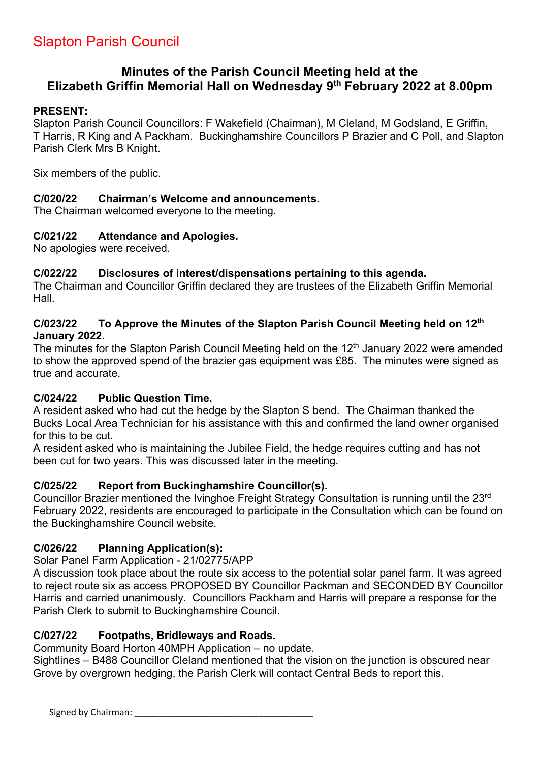# Slapton Parish Council

## Minutes of the Parish Council Meeting held at the Elizabeth Griffin Memorial Hall on Wednesday 9th February 2022 at 8.00pm

**PRESENT:**
Slapton Parish Council Councillors: F Wakefield (Chairman), M Cleland, M Godsland, E Griffin, T Harris, R King and A Packham. Buckinghamshire Councillors P Brazier and C Poll, and Slapton Parish Clerk Mrs B Knight.

Six members of the public.

### C/020/22 Chairman's Welcome and announcements.

The Chairman welcomed everyone to the meeting.

### C/021/22 Attendance and Apologies.

No apologies were received.

### C/022/22 Disclosures of interest/dispensations pertaining to this agenda.

The Chairman and Councillor Griffin declared they are trustees of the Elizabeth Griffin Memorial Hall.

### C/023/22 To Approve the Minutes of the Slapton Parish Council Meeting held on 12th January 2022.

The minutes for the Slapton Parish Council Meeting held on the 12th January 2022 were amended to show the approved spend of the brazier gas equipment was £85. The minutes were signed as true and accurate.

### C/024/22 Public Question Time.

A resident asked who had cut the hedge by the Slapton S bend. The Chairman thanked the Bucks Local Area Technician for his assistance with this and confirmed the land owner organised for this to be cut.
A resident asked who is maintaining the Jubilee Field, the hedge requires cutting and has not been cut for two years. This was discussed later in the meeting.

### C/025/22 Report from Buckinghamshire Councillor(s).

Councillor Brazier mentioned the Ivinghoe Freight Strategy Consultation is running until the 23rd February 2022, residents are encouraged to participate in the Consultation which can be found on the Buckinghamshire Council website.

### C/026/22 Planning Application(s):

Solar Panel Farm Application - 21/02775/APP
A discussion took place about the route six access to the potential solar panel farm. It was agreed to reject route six as access PROPOSED BY Councillor Packman and SECONDED BY Councillor Harris and carried unanimously. Councillors Packham and Harris will prepare a response for the Parish Clerk to submit to Buckinghamshire Council.

### C/027/22 Footpaths, Bridleways and Roads.

Community Board Horton 40MPH Application – no update.
Sightlines – B488 Councillor Cleland mentioned that the vision on the junction is obscured near Grove by overgrown hedging, the Parish Clerk will contact Central Beds to report this.

Signed by Chairman: ___________________________________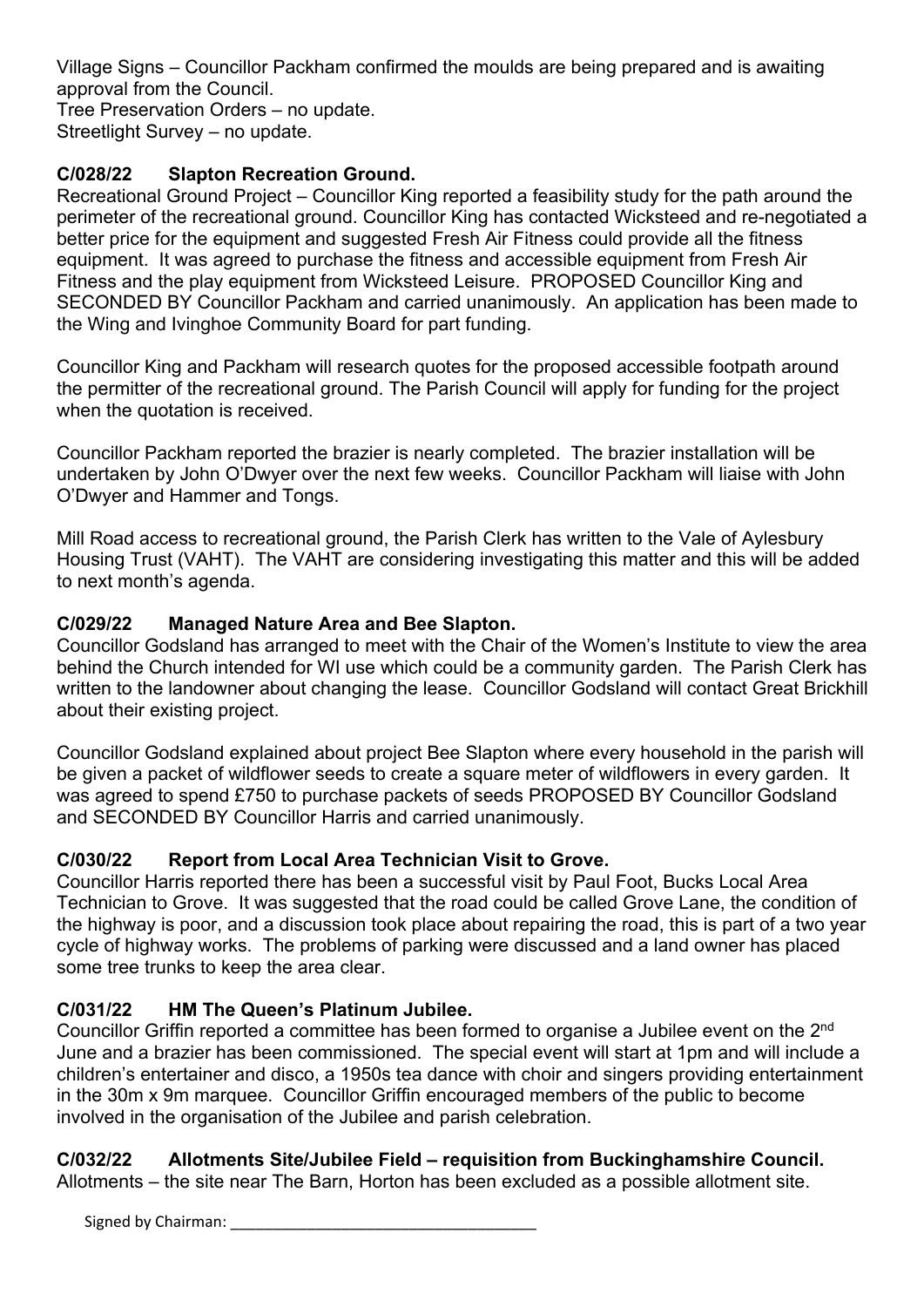Village Signs – Councillor Packham confirmed the moulds are being prepared and is awaiting approval from the Council.
Tree Preservation Orders – no update.
Streetlight Survey – no update.

### C/028/22 Slapton Recreation Ground.

Recreational Ground Project – Councillor King reported a feasibility study for the path around the perimeter of the recreational ground. Councillor King has contacted Wicksteed and re-negotiated a better price for the equipment and suggested Fresh Air Fitness could provide all the fitness equipment. It was agreed to purchase the fitness and accessible equipment from Fresh Air Fitness and the play equipment from Wicksteed Leisure. PROPOSED Councillor King and SECONDED BY Councillor Packham and carried unanimously. An application has been made to the Wing and Ivinghoe Community Board for part funding.

Councillor King and Packham will research quotes for the proposed accessible footpath around the permitter of the recreational ground. The Parish Council will apply for funding for the project when the quotation is received.

Councillor Packham reported the brazier is nearly completed. The brazier installation will be undertaken by John O'Dwyer over the next few weeks. Councillor Packham will liaise with John O'Dwyer and Hammer and Tongs.

Mill Road access to recreational ground, the Parish Clerk has written to the Vale of Aylesbury Housing Trust (VAHT). The VAHT are considering investigating this matter and this will be added to next month's agenda.

### C/029/22 Managed Nature Area and Bee Slapton.

Councillor Godsland has arranged to meet with the Chair of the Women's Institute to view the area behind the Church intended for WI use which could be a community garden. The Parish Clerk has written to the landowner about changing the lease. Councillor Godsland will contact Great Brickhill about their existing project.

Councillor Godsland explained about project Bee Slapton where every household in the parish will be given a packet of wildflower seeds to create a square meter of wildflowers in every garden. It was agreed to spend £750 to purchase packets of seeds PROPOSED BY Councillor Godsland and SECONDED BY Councillor Harris and carried unanimously.

### C/030/22 Report from Local Area Technician Visit to Grove.

Councillor Harris reported there has been a successful visit by Paul Foot, Bucks Local Area Technician to Grove. It was suggested that the road could be called Grove Lane, the condition of the highway is poor, and a discussion took place about repairing the road, this is part of a two year cycle of highway works. The problems of parking were discussed and a land owner has placed some tree trunks to keep the area clear.

### C/031/22 HM The Queen's Platinum Jubilee.

Councillor Griffin reported a committee has been formed to organise a Jubilee event on the 2nd June and a brazier has been commissioned. The special event will start at 1pm and will include a children's entertainer and disco, a 1950s tea dance with choir and singers providing entertainment in the 30m x 9m marquee. Councillor Griffin encouraged members of the public to become involved in the organisation of the Jubilee and parish celebration.

### C/032/22 Allotments Site/Jubilee Field – requisition from Buckinghamshire Council.

Allotments – the site near The Barn, Horton has been excluded as a possible allotment site.

Signed by Chairman: ___________________________________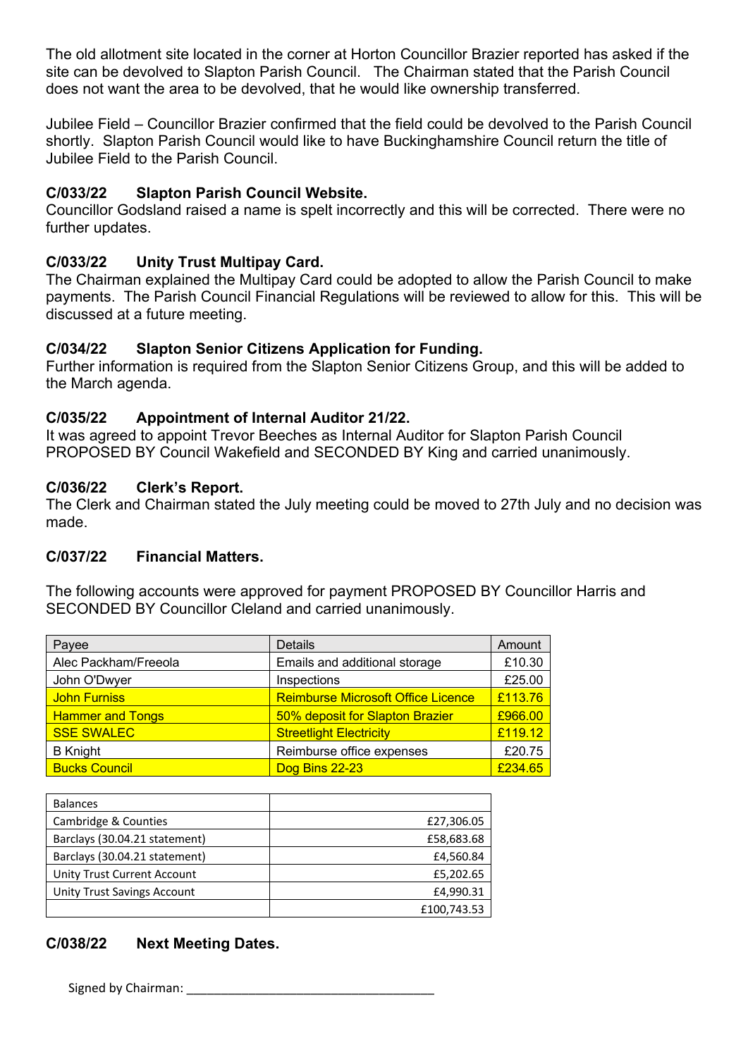The old allotment site located in the corner at Horton Councillor Brazier reported has asked if the site can be devolved to Slapton Parish Council. The Chairman stated that the Parish Council does not want the area to be devolved, that he would like ownership transferred.

Jubilee Field – Councillor Brazier confirmed that the field could be devolved to the Parish Council shortly. Slapton Parish Council would like to have Buckinghamshire Council return the title of Jubilee Field to the Parish Council.

### C/033/22 Slapton Parish Council Website.

Councillor Godsland raised a name is spelt incorrectly and this will be corrected. There were no further updates.

### C/033/22 Unity Trust Multipay Card.

The Chairman explained the Multipay Card could be adopted to allow the Parish Council to make payments. The Parish Council Financial Regulations will be reviewed to allow for this. This will be discussed at a future meeting.

### C/034/22 Slapton Senior Citizens Application for Funding.

Further information is required from the Slapton Senior Citizens Group, and this will be added to the March agenda.

### C/035/22 Appointment of Internal Auditor 21/22.

It was agreed to appoint Trevor Beeches as Internal Auditor for Slapton Parish Council PROPOSED BY Council Wakefield and SECONDED BY King and carried unanimously.

### C/036/22 Clerk's Report.

The Clerk and Chairman stated the July meeting could be moved to 27th July and no decision was made.

### C/037/22 Financial Matters.

The following accounts were approved for payment PROPOSED BY Councillor Harris and SECONDED BY Councillor Cleland and carried unanimously.

| Payee | Details | Amount |
|---|---|---|
| Alec Packham/Freeola | Emails and additional storage | £10.30 |
| John O'Dwyer | Inspections | £25.00 |
| John Furniss | Reimburse Microsoft Office Licence | £113.76 |
| Hammer and Tongs | 50% deposit for Slapton Brazier | £966.00 |
| SSE SWALEC | Streetlight Electricity | £119.12 |
| B Knight | Reimburse office expenses | £20.75 |
| Bucks Council | Dog Bins 22-23 | £234.65 |

| Balances | |
|---|---|
| Cambridge & Counties | £27,306.05 |
| Barclays (30.04.21 statement) | £58,683.68 |
| Barclays (30.04.21 statement) | £4,560.84 |
| Unity Trust Current Account | £5,202.65 |
| Unity Trust Savings Account | £4,990.31 |
| | £100,743.53 |

### C/038/22 Next Meeting Dates.

Signed by Chairman: ___________________________________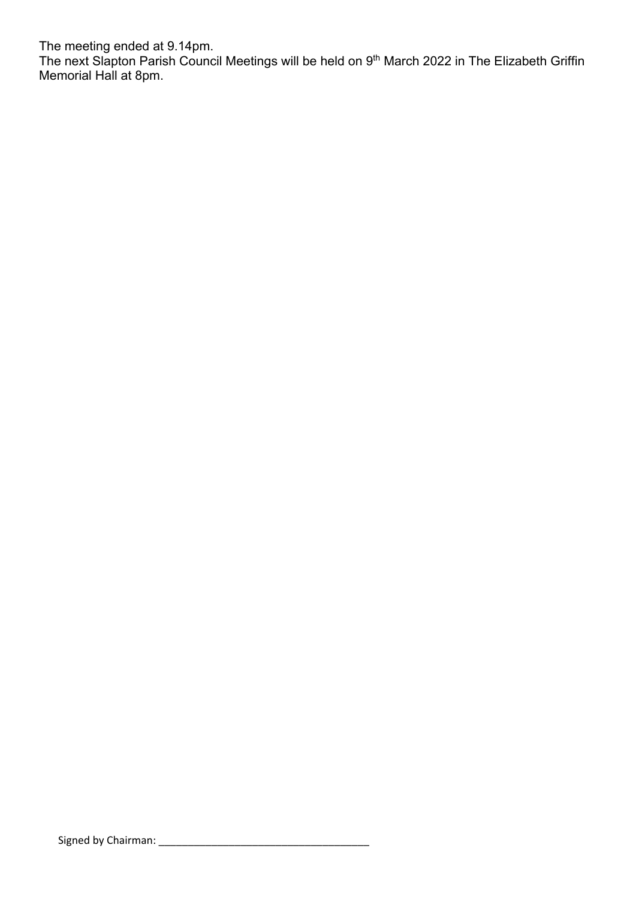The meeting ended at 9.14pm.
The next Slapton Parish Council Meetings will be held on 9th March 2022 in The Elizabeth Griffin Memorial Hall at 8pm.

Signed by Chairman: ____________________________________